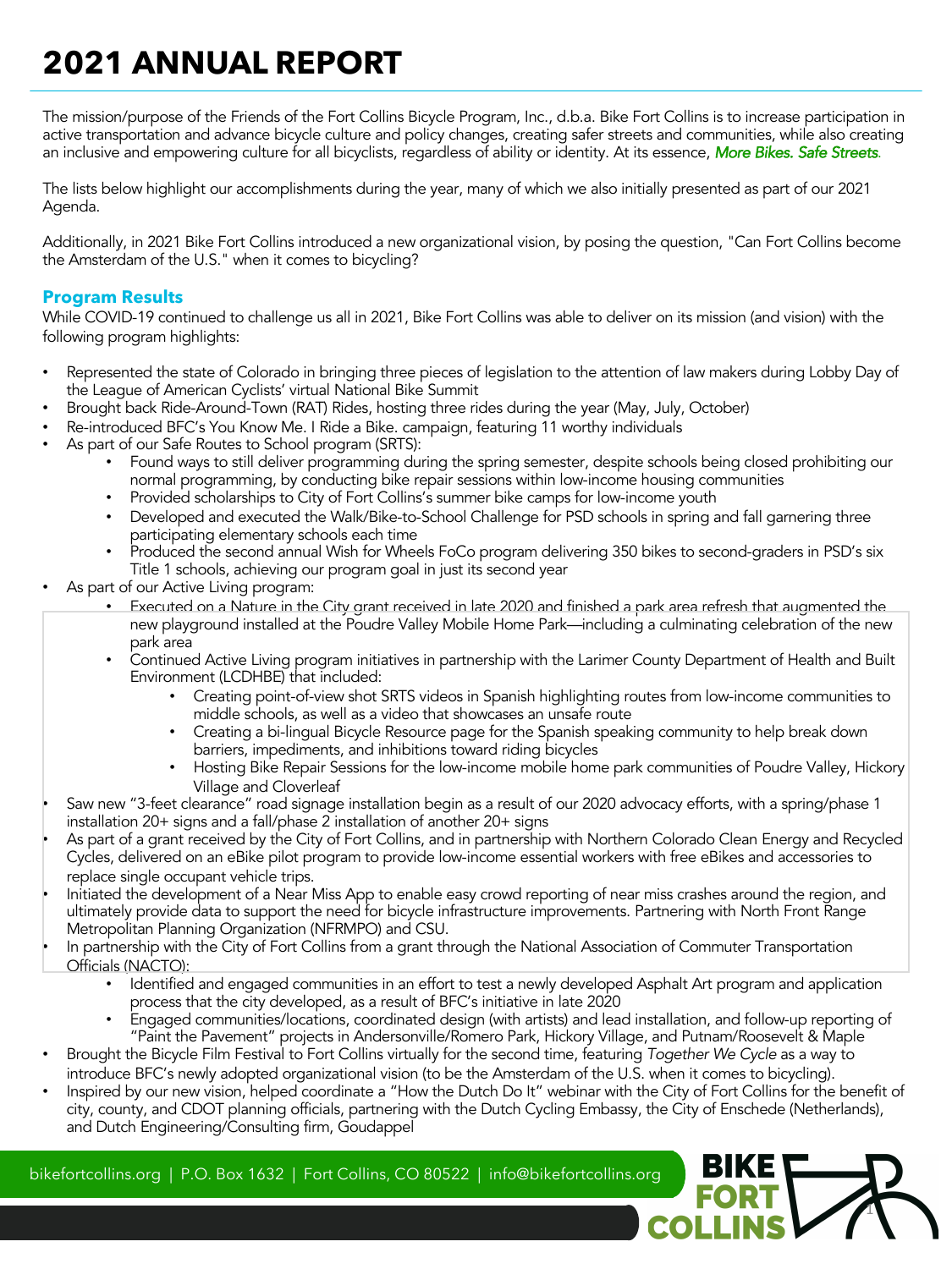# 2021 ANNUAL REPORT

The mission/purpose of the Friends of the Fort Collins Bicycle Program, Inc., d.b.a. Bike Fort Collins is to increase participation in active transportation and advance bicycle culture and policy changes, creating safer streets and communities, while also creating an inclusive and empowering culture for all bicyclists, regardless of ability or identity. At its essence, ***More Bikes. Safe Streets***.

The lists below highlight our accomplishments during the year, many of which we also initially presented as part of our 2021 Agenda.

Additionally, in 2021 Bike Fort Collins introduced a new organizational vision, by posing the question, "Can Fort Collins become the Amsterdam of the U.S." when it comes to bicycling?

## Program Results

While COVID-19 continued to challenge us all in 2021, Bike Fort Collins was able to deliver on its mission (and vision) with the following program highlights:

- Represented the state of Colorado in bringing three pieces of legislation to the attention of law makers during Lobby Day of the League of American Cyclists' virtual National Bike Summit
- Brought back Ride-Around-Town (RAT) Rides, hosting three rides during the year (May, July, October)
- Re-introduced BFC's You Know Me. I Ride a Bike. campaign, featuring 11 worthy individuals
- As part of our Safe Routes to School program (SRTS):
    - Found ways to still deliver programming during the spring semester, despite schools being closed prohibiting our normal programming, by conducting bike repair sessions within low-income housing communities
    - Provided scholarships to City of Fort Collins's summer bike camps for low-income youth
    - Developed and executed the Walk/Bike-to-School Challenge for PSD schools in spring and fall garnering three participating elementary schools each time
    - Produced the second annual Wish for Wheels FoCo program delivering 350 bikes to second-graders in PSD's six Title 1 schools, achieving our program goal in just its second year
- As part of our Active Living program:
    - Executed on a Nature in the City grant received in late 2020 and finished a park area refresh that augmented the new playground installed at the Poudre Valley Mobile Home Park—including a culminating celebration of the new park area
    - Continued Active Living program initiatives in partnership with the Larimer County Department of Health and Built Environment (LCDHBE) that included:
        - Creating point-of-view shot SRTS videos in Spanish highlighting routes from low-income communities to middle schools, as well as a video that showcases an unsafe route
        - Creating a bi-lingual Bicycle Resource page for the Spanish speaking community to help break down barriers, impediments, and inhibitions toward riding bicycles
        - Hosting Bike Repair Sessions for the low-income mobile home park communities of Poudre Valley, Hickory Village and Cloverleaf
- Saw new "3-feet clearance" road signage installation begin as a result of our 2020 advocacy efforts, with a spring/phase 1 installation 20+ signs and a fall/phase 2 installation of another 20+ signs
- As part of a grant received by the City of Fort Collins, and in partnership with Northern Colorado Clean Energy and Recycled Cycles, delivered on an eBike pilot program to provide low-income essential workers with free eBikes and accessories to replace single occupant vehicle trips.
- Initiated the development of a Near Miss App to enable easy crowd reporting of near miss crashes around the region, and ultimately provide data to support the need for bicycle infrastructure improvements. Partnering with North Front Range Metropolitan Planning Organization (NFRMPO) and CSU.
- In partnership with the City of Fort Collins from a grant through the National Association of Commuter Transportation Officials (NACTO):
    - Identified and engaged communities in an effort to test a newly developed Asphalt Art program and application process that the city developed, as a result of BFC's initiative in late 2020
    - Engaged communities/locations, coordinated design (with artists) and lead installation, and follow-up reporting of "Paint the Pavement" projects in Andersonville/Romero Park, Hickory Village, and Putnam/Roosevelt & Maple
- Brought the Bicycle Film Festival to Fort Collins virtually for the second time, featuring *Together We Cycle* as a way to introduce BFC's newly adopted organizational vision (to be the Amsterdam of the U.S. when it comes to bicycling).
- Inspired by our new vision, helped coordinate a "How the Dutch Do It" webinar with the City of Fort Collins for the benefit of city, county, and CDOT planning officials, partnering with the Dutch Cycling Embassy, the City of Enschede (Netherlands), and Dutch Engineering/Consulting firm, Goudappel

bikefortcollins.org | P.O. Box 1632 | Fort Collins, CO 80522 | info@bikefortcollins.org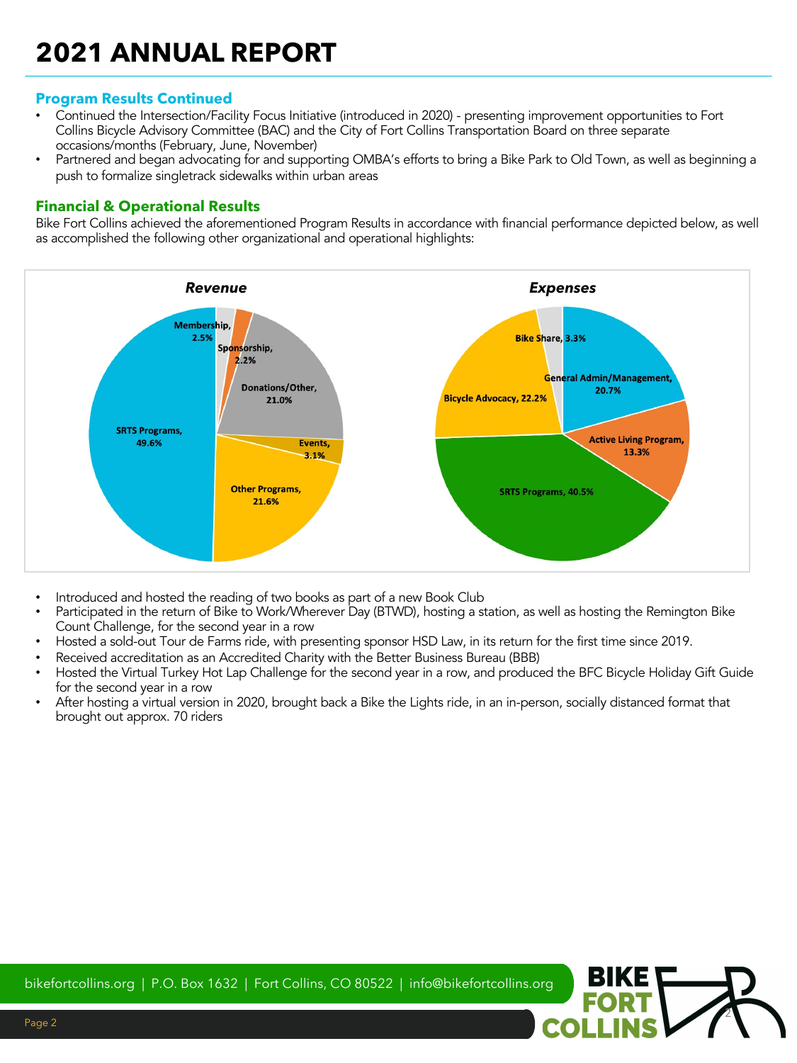# 2021 ANNUAL REPORT

### Program Results Continued

- Continued the Intersection/Facility Focus Initiative (introduced in 2020) - presenting improvement opportunities to Fort Collins Bicycle Advisory Committee (BAC) and the City of Fort Collins Transportation Board on three separate occasions/months (February, June, November)
- Partnered and began advocating for and supporting OMBA's efforts to bring a Bike Park to Old Town, as well as beginning a push to formalize singletrack sidewalks within urban areas

### Financial & Operational Results

Bike Fort Collins achieved the aforementioned Program Results in accordance with financial performance depicted below, as well as accomplished the following other organizational and operational highlights:

*Revenue*

Membership, 2.5%
Sponsorship, 2.2%
Donations/Other, 21.0%
Events, 3.1%
Other Programs, 21.6%
SRTS Programs, 49.6%

*Expenses*

Bike Share, 3.3%
General Admin/Management, 20.7%
Active Living Program, 13.3%
SRTS Programs, 40.5%
Bicycle Advocacy, 22.2%

- Introduced and hosted the reading of two books as part of a new Book Club
- Participated in the return of Bike to Work/Wherever Day (BTWD), hosting a station, as well as hosting the Remington Bike Count Challenge, for the second year in a row
- Hosted a sold-out Tour de Farms ride, with presenting sponsor HSD Law, in its return for the first time since 2019.
- Received accreditation as an Accredited Charity with the Better Business Bureau (BBB)
- Hosted the Virtual Turkey Hot Lap Challenge for the second year in a row, and produced the BFC Bicycle Holiday Gift Guide for the second year in a row
- After hosting a virtual version in 2020, brought back a Bike the Lights ride, in an in-person, socially distanced format that brought out approx. 70 riders

bikefortcollins.org | P.O. Box 1632 | Fort Collins, CO 80522 | info@bikefortcollins.org